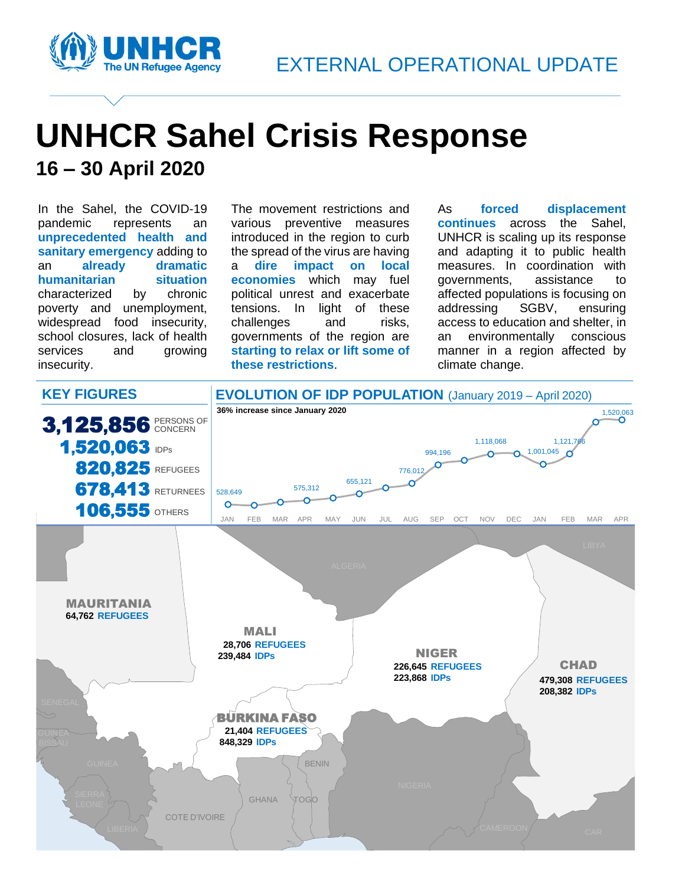EXTERNAL OPERATIONAL UPDATE

# UNHCR Sahel Crisis Response

## 16 – 30 April 2020

In the Sahel, the COVID-19 pandemic represents an **unprecedented health and sanitary emergency** adding to an **already dramatic humanitarian situation** characterized by chronic poverty and unemployment, widespread food insecurity, school closures, lack of health services and growing insecurity.

The movement restrictions and various preventive measures introduced in the region to curb the spread of the virus are having a **dire impact on local economies** which may fuel political unrest and exacerbate tensions. In light of these challenges and risks, governments of the region are **starting to relax or lift some of these restrictions**.

As **forced displacement continues** across the Sahel, UNHCR is scaling up its response and adapting it to public health measures. In coordination with governments, assistance to affected populations is focusing on addressing SGBV, ensuring access to education and shelter, in an environmentally conscious manner in a region affected by climate change.

## KEY FIGURES

**3,125,856** PERSONS OF CONCERN

**1,520,063** IDPs

**820,825** REFUGEES

**678,413** RETURNEES

**106,555** OTHERS

## EVOLUTION OF IDP POPULATION (January 2019 – April 2020)

36% increase since January 2020

528,649
575,312
655,121
776,012
994,196
1,118,068
1,001,045
1,121,766
1,520,063

JAN FEB MAR APR MAY JUN JUL AUG SEP OCT NOV DEC JAN FEB MAR APR

**MAURITANIA**
64,762 REFUGEES

**MALI**
28,706 REFUGEES
239,484 IDPs

**NIGER**
226,645 REFUGEES
223,868 IDPs

**CHAD**
479,308 REFUGEES
208,382 IDPs

**BURKINA FASO**
21,404 REFUGEES
848,329 IDPs

LIBYA, ALGERIA, SENEGAL, GUINEA BISSAU, GUINEA, SIERRA LEONE, LIBERIA, COTE D'IVOIRE, GHANA, TOGO, BENIN, NIGERIA, CAMEROON, CAR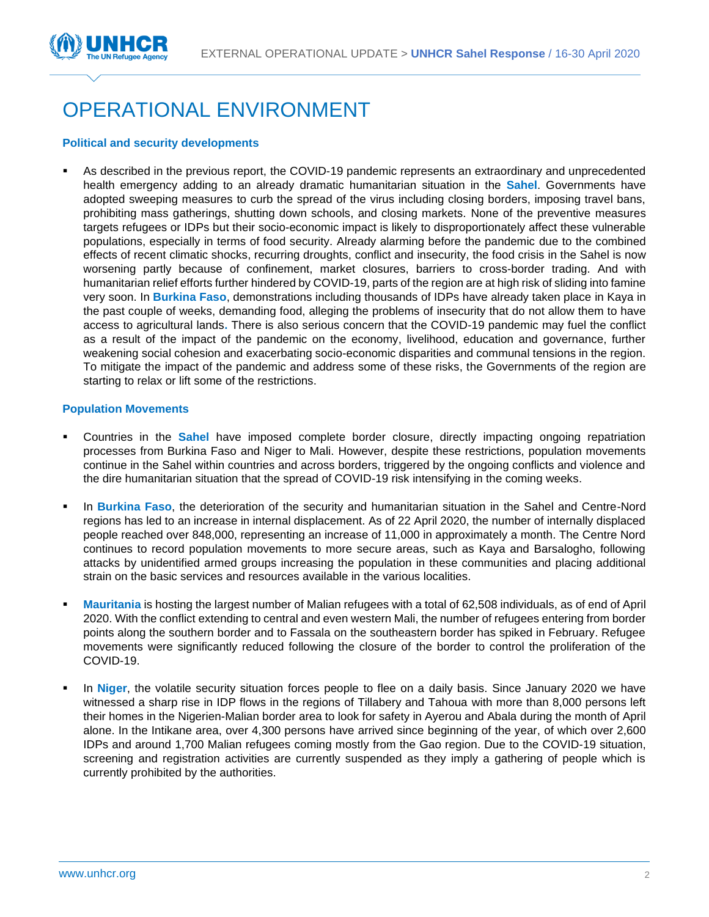# OPERATIONAL ENVIRONMENT

### Political and security developments

- As described in the previous report, the COVID-19 pandemic represents an extraordinary and unprecedented health emergency adding to an already dramatic humanitarian situation in the **Sahel**. Governments have adopted sweeping measures to curb the spread of the virus including closing borders, imposing travel bans, prohibiting mass gatherings, shutting down schools, and closing markets. None of the preventive measures targets refugees or IDPs but their socio-economic impact is likely to disproportionately affect these vulnerable populations, especially in terms of food security. Already alarming before the pandemic due to the combined effects of recent climatic shocks, recurring droughts, conflict and insecurity, the food crisis in the Sahel is now worsening partly because of confinement, market closures, barriers to cross-border trading. And with humanitarian relief efforts further hindered by COVID-19, parts of the region are at high risk of sliding into famine very soon. In **Burkina Faso**, demonstrations including thousands of IDPs have already taken place in Kaya in the past couple of weeks, demanding food, alleging the problems of insecurity that do not allow them to have access to agricultural lands. There is also serious concern that the COVID-19 pandemic may fuel the conflict as a result of the impact of the pandemic on the economy, livelihood, education and governance, further weakening social cohesion and exacerbating socio-economic disparities and communal tensions in the region. To mitigate the impact of the pandemic and address some of these risks, the Governments of the region are starting to relax or lift some of the restrictions.

### Population Movements

- Countries in the **Sahel** have imposed complete border closure, directly impacting ongoing repatriation processes from Burkina Faso and Niger to Mali. However, despite these restrictions, population movements continue in the Sahel within countries and across borders, triggered by the ongoing conflicts and violence and the dire humanitarian situation that the spread of COVID-19 risk intensifying in the coming weeks.

- In **Burkina Faso**, the deterioration of the security and humanitarian situation in the Sahel and Centre-Nord regions has led to an increase in internal displacement. As of 22 April 2020, the number of internally displaced people reached over 848,000, representing an increase of 11,000 in approximately a month. The Centre Nord continues to record population movements to more secure areas, such as Kaya and Barsalogho, following attacks by unidentified armed groups increasing the population in these communities and placing additional strain on the basic services and resources available in the various localities.

- **Mauritania** is hosting the largest number of Malian refugees with a total of 62,508 individuals, as of end of April 2020. With the conflict extending to central and even western Mali, the number of refugees entering from border points along the southern border and to Fassala on the southeastern border has spiked in February. Refugee movements were significantly reduced following the closure of the border to control the proliferation of the COVID-19.

- In **Niger**, the volatile security situation forces people to flee on a daily basis. Since January 2020 we have witnessed a sharp rise in IDP flows in the regions of Tillabery and Tahoua with more than 8,000 persons left their homes in the Nigerien-Malian border area to look for safety in Ayerou and Abala during the month of April alone. In the Intikane area, over 4,300 persons have arrived since beginning of the year, of which over 2,600 IDPs and around 1,700 Malian refugees coming mostly from the Gao region. Due to the COVID-19 situation, screening and registration activities are currently suspended as they imply a gathering of people which is currently prohibited by the authorities.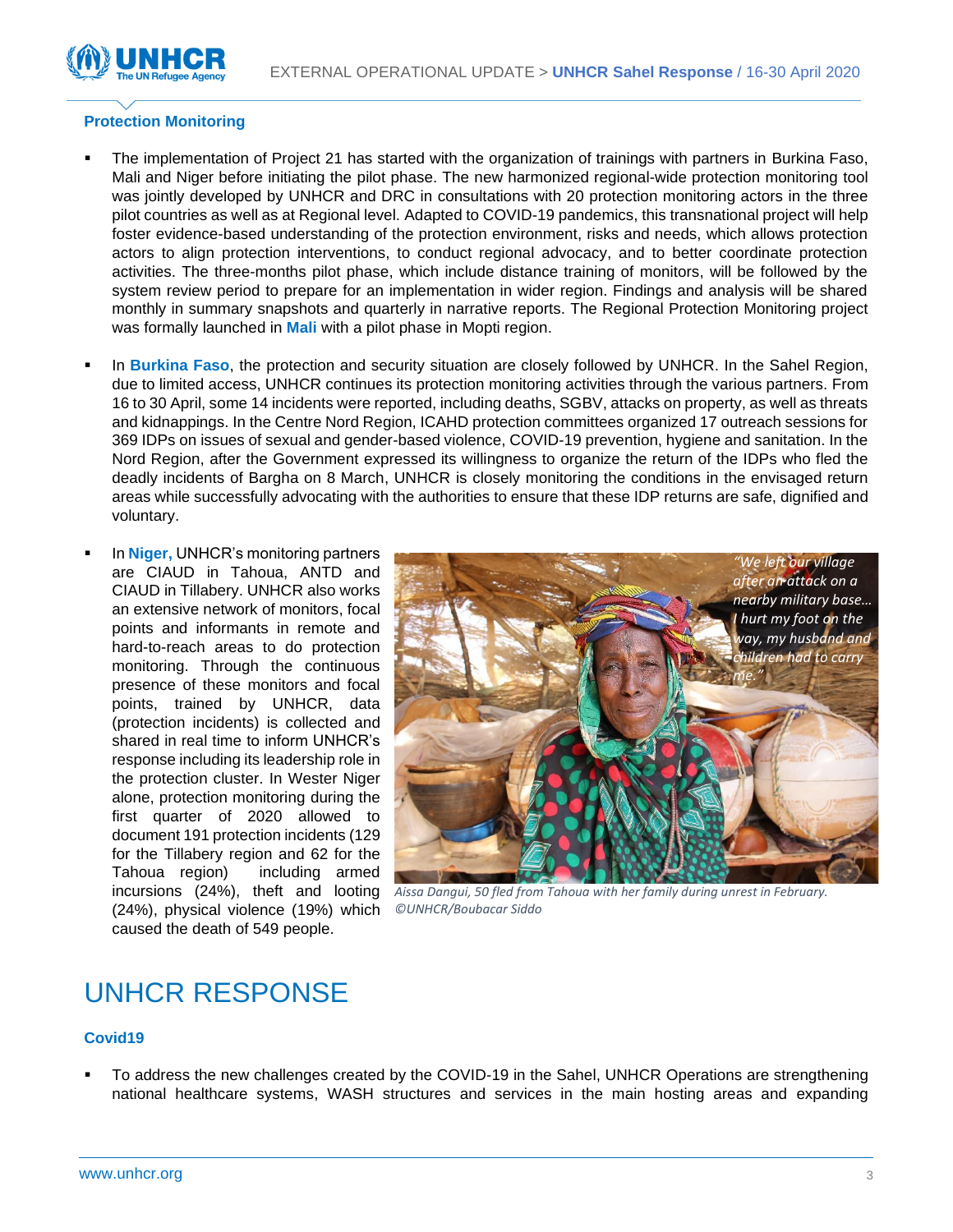### Protection Monitoring

- The implementation of Project 21 has started with the organization of trainings with partners in Burkina Faso, Mali and Niger before initiating the pilot phase. The new harmonized regional-wide protection monitoring tool was jointly developed by UNHCR and DRC in consultations with 20 protection monitoring actors in the three pilot countries as well as at Regional level. Adapted to COVID-19 pandemics, this transnational project will help foster evidence-based understanding of the protection environment, risks and needs, which allows protection actors to align protection interventions, to conduct regional advocacy, and to better coordinate protection activities. The three-months pilot phase, which include distance training of monitors, will be followed by the system review period to prepare for an implementation in wider region. Findings and analysis will be shared monthly in summary snapshots and quarterly in narrative reports. The Regional Protection Monitoring project was formally launched in **Mali** with a pilot phase in Mopti region.

- In **Burkina Faso**, the protection and security situation are closely followed by UNHCR. In the Sahel Region, due to limited access, UNHCR continues its protection monitoring activities through the various partners. From 16 to 30 April, some 14 incidents were reported, including deaths, SGBV, attacks on property, as well as threats and kidnappings. In the Centre Nord Region, ICAHD protection committees organized 17 outreach sessions for 369 IDPs on issues of sexual and gender-based violence, COVID-19 prevention, hygiene and sanitation. In the Nord Region, after the Government expressed its willingness to organize the return of the IDPs who fled the deadly incidents of Bargha on 8 March, UNHCR is closely monitoring the conditions in the envisaged return areas while successfully advocating with the authorities to ensure that these IDP returns are safe, dignified and voluntary.

- In **Niger,** UNHCR's monitoring partners are CIAUD in Tahoua, ANTD and CIAUD in Tillabery. UNHCR also works an extensive network of monitors, focal points and informants in remote and hard-to-reach areas to do protection monitoring. Through the continuous presence of these monitors and focal points, trained by UNHCR, data (protection incidents) is collected and shared in real time to inform UNHCR's response including its leadership role in the protection cluster. In Wester Niger alone, protection monitoring during the first quarter of 2020 allowed to document 191 protection incidents (129 for the Tillabery region and 62 for the Tahoua region) including armed incursions (24%), theft and looting (24%), physical violence (19%) which caused the death of 549 people.

*"We left our village after an attack on a nearby military base… I hurt my foot on the way, my husband and children had to carry me."*

*Aissa Dangui, 50 fled from Tahoua with her family during unrest in February. ©UNHCR/Boubacar Siddo*

# UNHCR RESPONSE

### Covid19

- To address the new challenges created by the COVID-19 in the Sahel, UNHCR Operations are strengthening national healthcare systems, WASH structures and services in the main hosting areas and expanding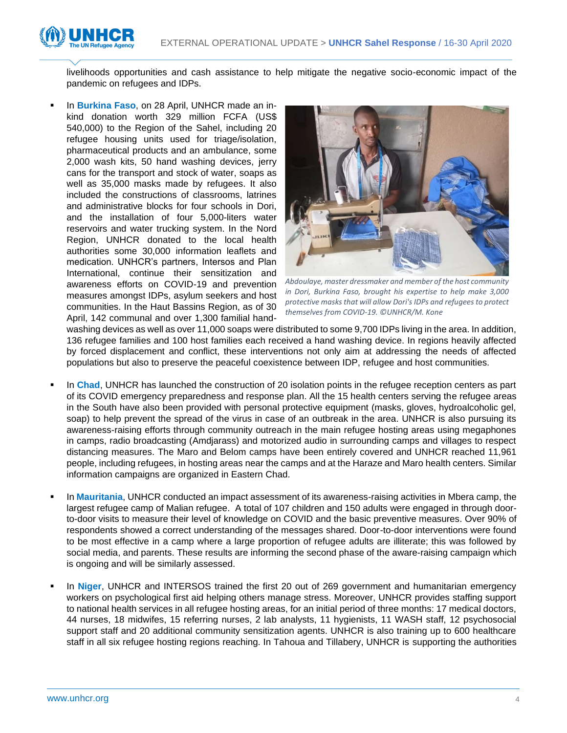livelihoods opportunities and cash assistance to help mitigate the negative socio-economic impact of the pandemic on refugees and IDPs.

- In **Burkina Faso**, on 28 April, UNHCR made an in-kind donation worth 329 million FCFA (US$ 540,000) to the Region of the Sahel, including 20 refugee housing units used for triage/isolation, pharmaceutical products and an ambulance, some 2,000 wash kits, 50 hand washing devices, jerry cans for the transport and stock of water, soaps as well as 35,000 masks made by refugees. It also included the constructions of classrooms, latrines and administrative blocks for four schools in Dori, and the installation of four 5,000-liters water reservoirs and water trucking system. In the Nord Region, UNHCR donated to the local health authorities some 30,000 information leaflets and medication. UNHCR's partners, Intersos and Plan International, continue their sensitization and awareness efforts on COVID-19 and prevention measures amongst IDPs, asylum seekers and host communities. In the Haut Bassins Region, as of 30 April, 142 communal and over 1,300 familial hand-washing devices as well as over 11,000 soaps were distributed to some 9,700 IDPs living in the area. In addition, 136 refugee families and 100 host families each received a hand washing device. In regions heavily affected by forced displacement and conflict, these interventions not only aim at addressing the needs of affected populations but also to preserve the peaceful coexistence between IDP, refugee and host communities.

*Abdoulaye, master dressmaker and member of the host community in Dori, Burkina Faso, brought his expertise to help make 3,000 protective masks that will allow Dori's IDPs and refugees to protect themselves from COVID-19. ©UNHCR/M. Kone*

- In **Chad**, UNHCR has launched the construction of 20 isolation points in the refugee reception centers as part of its COVID emergency preparedness and response plan. All the 15 health centers serving the refugee areas in the South have also been provided with personal protective equipment (masks, gloves, hydroalcoholic gel, soap) to help prevent the spread of the virus in case of an outbreak in the area. UNHCR is also pursuing its awareness-raising efforts through community outreach in the main refugee hosting areas using megaphones in camps, radio broadcasting (Amdjarass) and motorized audio in surrounding camps and villages to respect distancing measures. The Maro and Belom camps have been entirely covered and UNHCR reached 11,961 people, including refugees, in hosting areas near the camps and at the Haraze and Maro health centers. Similar information campaigns are organized in Eastern Chad.

- In **Mauritania**, UNHCR conducted an impact assessment of its awareness-raising activities in Mbera camp, the largest refugee camp of Malian refugee. A total of 107 children and 150 adults were engaged in through door-to-door visits to measure their level of knowledge on COVID and the basic preventive measures. Over 90% of respondents showed a correct understanding of the messages shared. Door-to-door interventions were found to be most effective in a camp where a large proportion of refugee adults are illiterate; this was followed by social media, and parents. These results are informing the second phase of the aware-raising campaign which is ongoing and will be similarly assessed.

- In **Niger**, UNHCR and INTERSOS trained the first 20 out of 269 government and humanitarian emergency workers on psychological first aid helping others manage stress. Moreover, UNHCR provides staffing support to national health services in all refugee hosting areas, for an initial period of three months: 17 medical doctors, 44 nurses, 18 midwifes, 15 referring nurses, 2 lab analysts, 11 hygienists, 11 WASH staff, 12 psychosocial support staff and 20 additional community sensitization agents. UNHCR is also training up to 600 healthcare staff in all six refugee hosting regions reaching. In Tahoua and Tillabery, UNHCR is supporting the authorities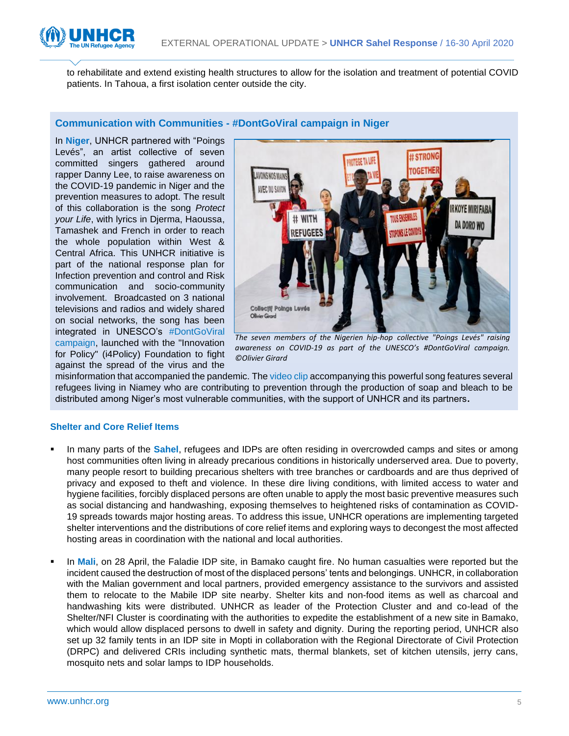to rehabilitate and extend existing health structures to allow for the isolation and treatment of potential COVID patients. In Tahoua, a first isolation center outside the city.

## Communication with Communities - #DontGoViral campaign in Niger

In **Niger**, UNHCR partnered with "Poings Levés", an artist collective of seven committed singers gathered around rapper Danny Lee, to raise awareness on the COVID-19 pandemic in Niger and the prevention measures to adopt. The result of this collaboration is the song *Protect your Life*, with lyrics in Djerma, Haoussa, Tamashek and French in order to reach the whole population within West & Central Africa. This UNHCR initiative is part of the national response plan for Infection prevention and control and Risk communication and socio-community involvement. Broadcasted on 3 national televisions and radios and widely shared on social networks, the song has been integrated in UNESCO's #DontGoViral campaign, launched with the "Innovation for Policy" (i4Policy) Foundation to fight against the spread of the virus and the misinformation that accompanied the pandemic. The video clip accompanying this powerful song features several refugees living in Niamey who are contributing to prevention through the production of soap and bleach to be distributed among Niger's most vulnerable communities, with the support of UNHCR and its partners.

*The seven members of the Nigerien hip-hop collective "Poings Levés" raising awareness on COVID-19 as part of the UNESCO's #DontGoViral campaign. ©Olivier Girard*

### Shelter and Core Relief Items

- In many parts of the **Sahel**, refugees and IDPs are often residing in overcrowded camps and sites or among host communities often living in already precarious conditions in historically underserved area. Due to poverty, many people resort to building precarious shelters with tree branches or cardboards and are thus deprived of privacy and exposed to theft and violence. In these dire living conditions, with limited access to water and hygiene facilities, forcibly displaced persons are often unable to apply the most basic preventive measures such as social distancing and handwashing, exposing themselves to heightened risks of contamination as COVID-19 spreads towards major hosting areas. To address this issue, UNHCR operations are implementing targeted shelter interventions and the distributions of core relief items and exploring ways to decongest the most affected hosting areas in coordination with the national and local authorities.

- In **Mali**, on 28 April, the Faladie IDP site, in Bamako caught fire. No human casualties were reported but the incident caused the destruction of most of the displaced persons' tents and belongings. UNHCR, in collaboration with the Malian government and local partners, provided emergency assistance to the survivors and assisted them to relocate to the Mabile IDP site nearby. Shelter kits and non-food items as well as charcoal and handwashing kits were distributed. UNHCR as leader of the Protection Cluster and co-lead of the Shelter/NFI Cluster is coordinating with the authorities to expedite the establishment of a new site in Bamako, which would allow displaced persons to dwell in safety and dignity. During the reporting period, UNHCR also set up 32 family tents in an IDP site in Mopti in collaboration with the Regional Directorate of Civil Protection (DRPC) and delivered CRIs including synthetic mats, thermal blankets, set of kitchen utensils, jerry cans, mosquito nets and solar lamps to IDP households.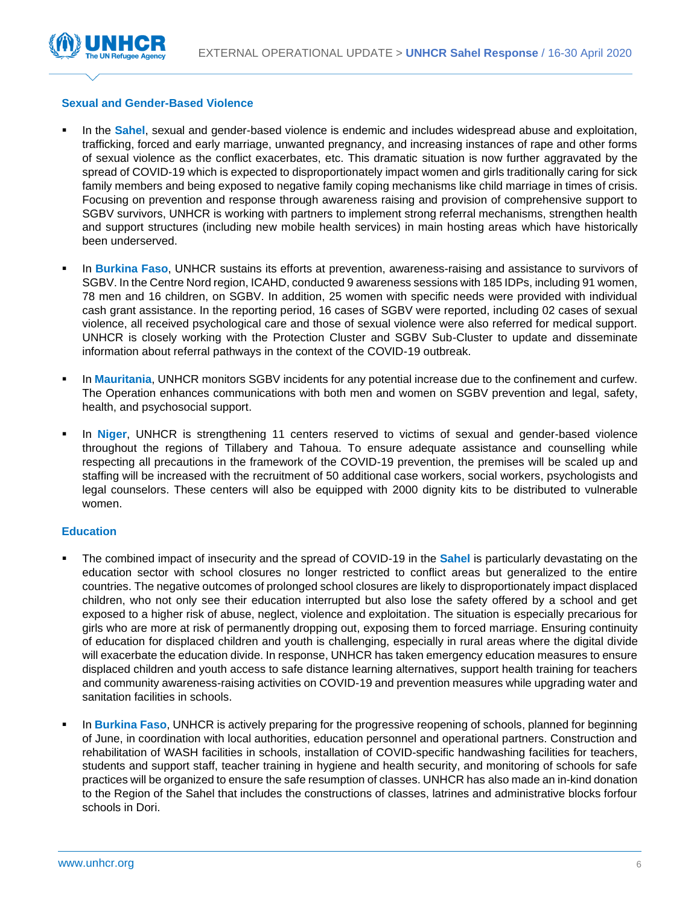### Sexual and Gender-Based Violence

- In the **Sahel**, sexual and gender-based violence is endemic and includes widespread abuse and exploitation, trafficking, forced and early marriage, unwanted pregnancy, and increasing instances of rape and other forms of sexual violence as the conflict exacerbates, etc. This dramatic situation is now further aggravated by the spread of COVID-19 which is expected to disproportionately impact women and girls traditionally caring for sick family members and being exposed to negative family coping mechanisms like child marriage in times of crisis. Focusing on prevention and response through awareness raising and provision of comprehensive support to SGBV survivors, UNHCR is working with partners to implement strong referral mechanisms, strengthen health and support structures (including new mobile health services) in main hosting areas which have historically been underserved.

- In **Burkina Faso**, UNHCR sustains its efforts at prevention, awareness-raising and assistance to survivors of SGBV. In the Centre Nord region, ICAHD, conducted 9 awareness sessions with 185 IDPs, including 91 women, 78 men and 16 children, on SGBV. In addition, 25 women with specific needs were provided with individual cash grant assistance. In the reporting period, 16 cases of SGBV were reported, including 02 cases of sexual violence, all received psychological care and those of sexual violence were also referred for medical support. UNHCR is closely working with the Protection Cluster and SGBV Sub-Cluster to update and disseminate information about referral pathways in the context of the COVID-19 outbreak.

- In **Mauritania**, UNHCR monitors SGBV incidents for any potential increase due to the confinement and curfew. The Operation enhances communications with both men and women on SGBV prevention and legal, safety, health, and psychosocial support.

- In **Niger**, UNHCR is strengthening 11 centers reserved to victims of sexual and gender-based violence throughout the regions of Tillabery and Tahoua. To ensure adequate assistance and counselling while respecting all precautions in the framework of the COVID-19 prevention, the premises will be scaled up and staffing will be increased with the recruitment of 50 additional case workers, social workers, psychologists and legal counselors. These centers will also be equipped with 2000 dignity kits to be distributed to vulnerable women.

### Education

- The combined impact of insecurity and the spread of COVID-19 in the **Sahel** is particularly devastating on the education sector with school closures no longer restricted to conflict areas but generalized to the entire countries. The negative outcomes of prolonged school closures are likely to disproportionately impact displaced children, who not only see their education interrupted but also lose the safety offered by a school and get exposed to a higher risk of abuse, neglect, violence and exploitation. The situation is especially precarious for girls who are more at risk of permanently dropping out, exposing them to forced marriage. Ensuring continuity of education for displaced children and youth is challenging, especially in rural areas where the digital divide will exacerbate the education divide. In response, UNHCR has taken emergency education measures to ensure displaced children and youth access to safe distance learning alternatives, support health training for teachers and community awareness-raising activities on COVID-19 and prevention measures while upgrading water and sanitation facilities in schools.

- In **Burkina Faso**, UNHCR is actively preparing for the progressive reopening of schools, planned for beginning of June, in coordination with local authorities, education personnel and operational partners. Construction and rehabilitation of WASH facilities in schools, installation of COVID-specific handwashing facilities for teachers, students and support staff, teacher training in hygiene and health security, and monitoring of schools for safe practices will be organized to ensure the safe resumption of classes. UNHCR has also made an in-kind donation to the Region of the Sahel that includes the constructions of classes, latrines and administrative blocks forfour schools in Dori.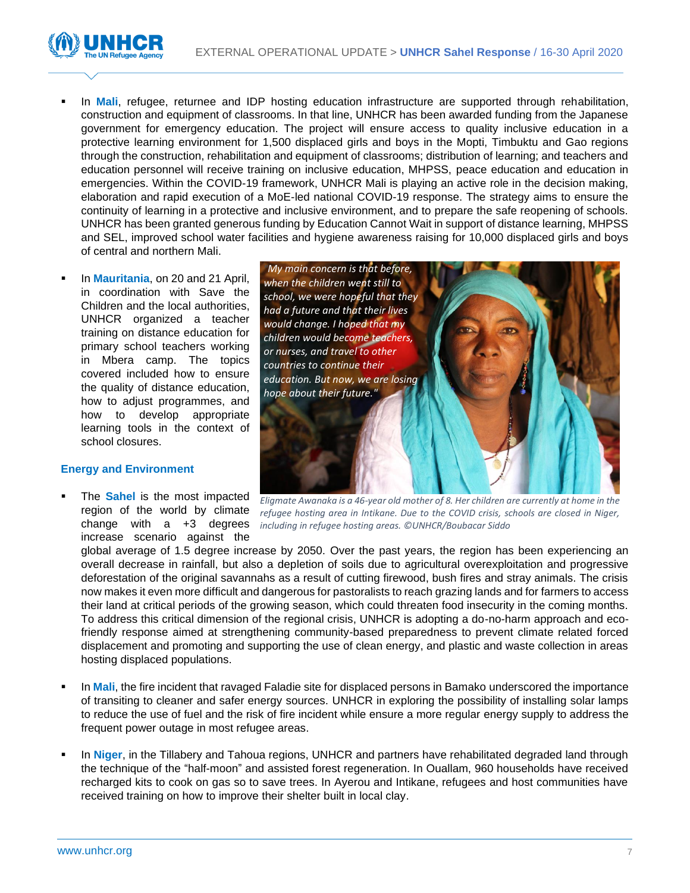- In **Mali**, refugee, returnee and IDP hosting education infrastructure are supported through rehabilitation, construction and equipment of classrooms. In that line, UNHCR has been awarded funding from the Japanese government for emergency education. The project will ensure access to quality inclusive education in a protective learning environment for 1,500 displaced girls and boys in the Mopti, Timbuktu and Gao regions through the construction, rehabilitation and equipment of classrooms; distribution of learning; and teachers and education personnel will receive training on inclusive education, MHPSS, peace education and education in emergencies. Within the COVID-19 framework, UNHCR Mali is playing an active role in the decision making, elaboration and rapid execution of a MoE-led national COVID-19 response. The strategy aims to ensure the continuity of learning in a protective and inclusive environment, and to prepare the safe reopening of schools. UNHCR has been granted generous funding by Education Cannot Wait in support of distance learning, MHPSS and SEL, improved school water facilities and hygiene awareness raising for 10,000 displaced girls and boys of central and northern Mali.

- In **Mauritania**, on 20 and 21 April, in coordination with Save the Children and the local authorities, UNHCR organized a teacher training on distance education for primary school teachers working in Mbera camp. The topics covered included how to ensure the quality of distance education, how to adjust programmes, and how to develop appropriate learning tools in the context of school closures.

*My main concern is that before, when the children went still to school, we were hopeful that they had a future and that their lives would change. I hoped that my children would become teachers, or nurses, and travel to other countries to continue their education. But now, we are losing hope about their future."*

*Eligmate Awanaka is a 46-year old mother of 8. Her children are currently at home in the refugee hosting area in Intikane. Due to the COVID crisis, schools are closed in Niger, including in refugee hosting areas. ©UNHCR/Boubacar Siddo*

### Energy and Environment

- The **Sahel** is the most impacted region of the world by climate change with a +3 degrees increase scenario against the global average of 1.5 degree increase by 2050. Over the past years, the region has been experiencing an overall decrease in rainfall, but also a depletion of soils due to agricultural overexploitation and progressive deforestation of the original savannahs as a result of cutting firewood, bush fires and stray animals. The crisis now makes it even more difficult and dangerous for pastoralists to reach grazing lands and for farmers to access their land at critical periods of the growing season, which could threaten food insecurity in the coming months. To address this critical dimension of the regional crisis, UNHCR is adopting a do-no-harm approach and eco-friendly response aimed at strengthening community-based preparedness to prevent climate related forced displacement and promoting and supporting the use of clean energy, and plastic and waste collection in areas hosting displaced populations.

- In **Mali**, the fire incident that ravaged Faladie site for displaced persons in Bamako underscored the importance of transiting to cleaner and safer energy sources. UNHCR in exploring the possibility of installing solar lamps to reduce the use of fuel and the risk of fire incident while ensure a more regular energy supply to address the frequent power outage in most refugee areas.

- In **Niger**, in the Tillabery and Tahoua regions, UNHCR and partners have rehabilitated degraded land through the technique of the "half-moon" and assisted forest regeneration. In Ouallam, 960 households have received recharged kits to cook on gas so to save trees. In Ayerou and Intikane, refugees and host communities have received training on how to improve their shelter built in local clay.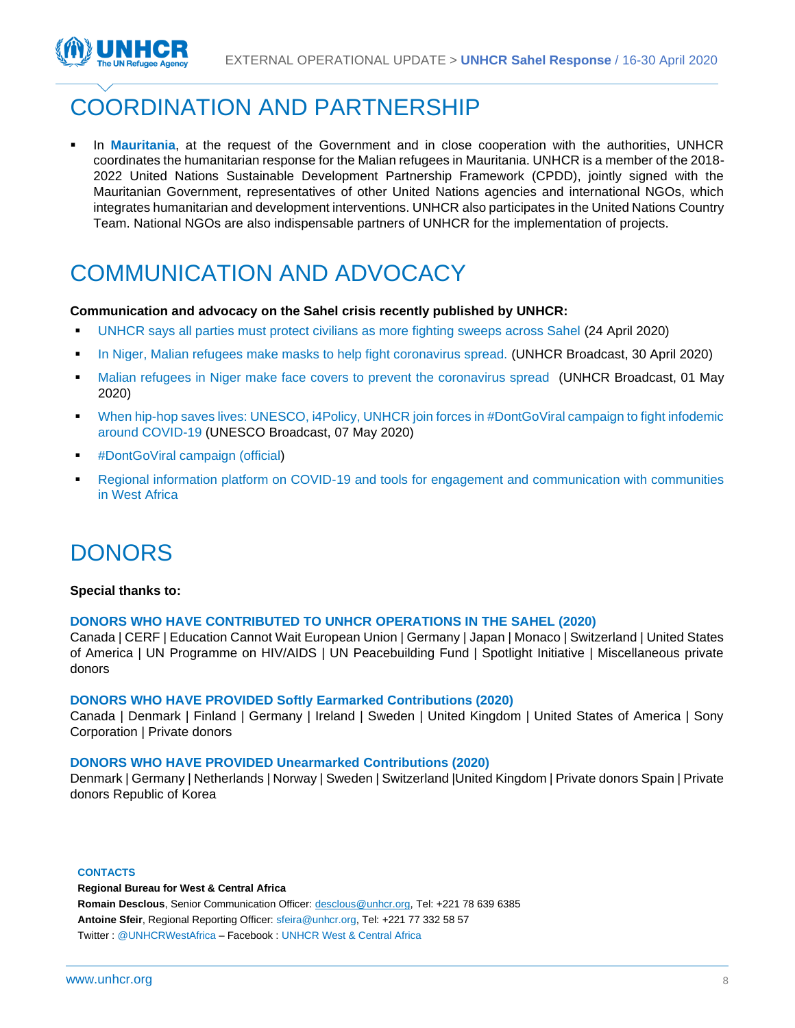# COORDINATION AND PARTNERSHIP

- In **Mauritania**, at the request of the Government and in close cooperation with the authorities, UNHCR coordinates the humanitarian response for the Malian refugees in Mauritania. UNHCR is a member of the 2018-2022 United Nations Sustainable Development Partnership Framework (CPDD), jointly signed with the Mauritanian Government, representatives of other United Nations agencies and international NGOs, which integrates humanitarian and development interventions. UNHCR also participates in the United Nations Country Team. National NGOs are also indispensable partners of UNHCR for the implementation of projects.

# COMMUNICATION AND ADVOCACY

**Communication and advocacy on the Sahel crisis recently published by UNHCR:**

- UNHCR says all parties must protect civilians as more fighting sweeps across Sahel (24 April 2020)
- In Niger, Malian refugees make masks to help fight coronavirus spread. (UNHCR Broadcast, 30 April 2020)
- Malian refugees in Niger make face covers to prevent the coronavirus spread (UNHCR Broadcast, 01 May 2020)
- When hip-hop saves lives: UNESCO, i4Policy, UNHCR join forces in #DontGoViral campaign to fight infodemic around COVID-19 (UNESCO Broadcast, 07 May 2020)
- #DontGoViral campaign (official)
- Regional information platform on COVID-19 and tools for engagement and communication with communities in West Africa

# DONORS

**Special thanks to:**

**DONORS WHO HAVE CONTRIBUTED TO UNHCR OPERATIONS IN THE SAHEL (2020)**
Canada | CERF | Education Cannot Wait European Union | Germany | Japan | Monaco | Switzerland | United States of America | UN Programme on HIV/AIDS | UN Peacebuilding Fund | Spotlight Initiative | Miscellaneous private donors

**DONORS WHO HAVE PROVIDED Softly Earmarked Contributions (2020)**
Canada | Denmark | Finland | Germany | Ireland | Sweden | United Kingdom | United States of America | Sony Corporation | Private donors

**DONORS WHO HAVE PROVIDED Unearmarked Contributions (2020)**
Denmark | Germany | Netherlands | Norway | Sweden | Switzerland |United Kingdom | Private donors Spain | Private donors Republic of Korea

**CONTACTS**

**Regional Bureau for West & Central Africa**

**Romain Desclous**, Senior Communication Officer: desclous@unhcr.org, Tel: +221 78 639 6385

**Antoine Sfeir**, Regional Reporting Officer: sfeira@unhcr.org, Tel: +221 77 332 58 57

Twitter : @UNHCRWestAfrica – Facebook : UNHCR West & Central Africa